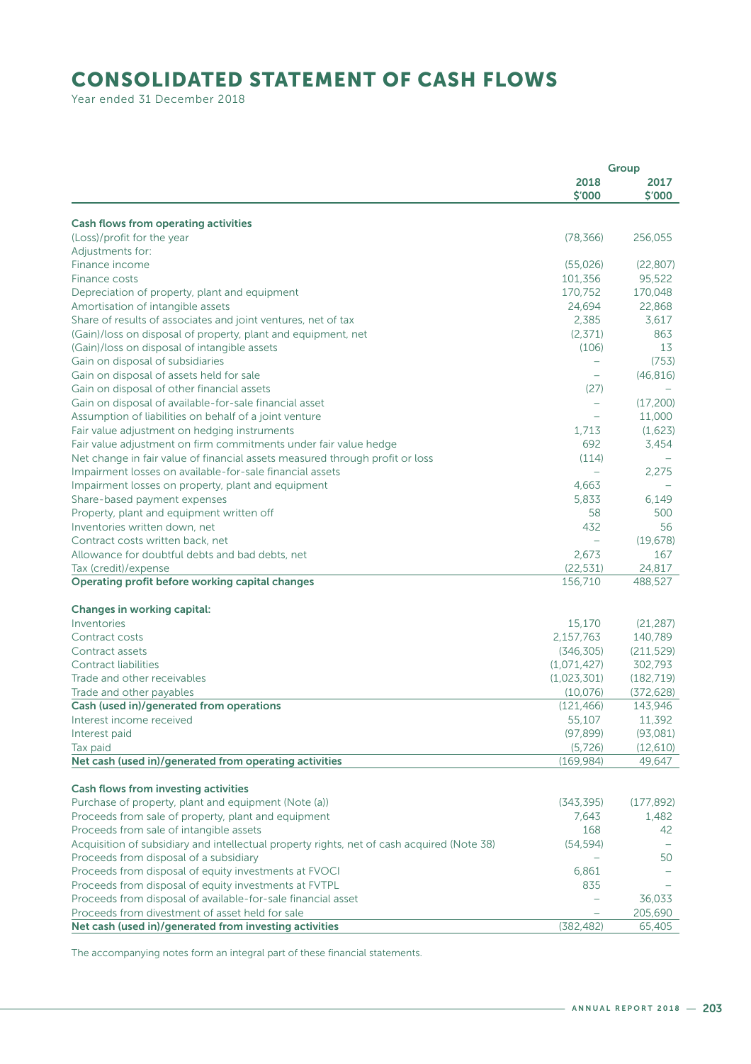# CONSOLIDATED STATEMENT OF CASH FLOWS

Year ended 31 December 2018

| | Group | |
|---|---|---|
| | 2018 | 2017 |
| | $'000 | $'000 |
| **Cash flows from operating activities** | | |
| (Loss)/profit for the year | (78,366) | 256,055 |
| Adjustments for: | | |
| Finance income | (55,026) | (22,807) |
| Finance costs | 101,356 | 95,522 |
| Depreciation of property, plant and equipment | 170,752 | 170,048 |
| Amortisation of intangible assets | 24,694 | 22,868 |
| Share of results of associates and joint ventures, net of tax | 2,385 | 3,617 |
| (Gain)/loss on disposal of property, plant and equipment, net | (2,371) | 863 |
| (Gain)/loss on disposal of intangible assets | (106) | 13 |
| Gain on disposal of subsidiaries | – | (753) |
| Gain on disposal of assets held for sale | – | (46,816) |
| Gain on disposal of other financial assets | (27) | – |
| Gain on disposal of available-for-sale financial asset | – | (17,200) |
| Assumption of liabilities on behalf of a joint venture | – | 11,000 |
| Fair value adjustment on hedging instruments | 1,713 | (1,623) |
| Fair value adjustment on firm commitments under fair value hedge | 692 | 3,454 |
| Net change in fair value of financial assets measured through profit or loss | (114) | – |
| Impairment losses on available-for-sale financial assets | – | 2,275 |
| Impairment losses on property, plant and equipment | 4,663 | – |
| Share-based payment expenses | 5,833 | 6,149 |
| Property, plant and equipment written off | 58 | 500 |
| Inventories written down, net | 432 | 56 |
| Contract costs written back, net | – | (19,678) |
| Allowance for doubtful debts and bad debts, net | 2,673 | 167 |
| Tax (credit)/expense | (22,531) | 24,817 |
| **Operating profit before working capital changes** | 156,710 | 488,527 |
| **Changes in working capital:** | | |
| Inventories | 15,170 | (21,287) |
| Contract costs | 2,157,763 | 140,789 |
| Contract assets | (346,305) | (211,529) |
| Contract liabilities | (1,071,427) | 302,793 |
| Trade and other receivables | (1,023,301) | (182,719) |
| Trade and other payables | (10,076) | (372,628) |
| **Cash (used in)/generated from operations** | (121,466) | 143,946 |
| Interest income received | 55,107 | 11,392 |
| Interest paid | (97,899) | (93,081) |
| Tax paid | (5,726) | (12,610) |
| **Net cash (used in)/generated from operating activities** | (169,984) | 49,647 |
| **Cash flows from investing activities** | | |
| Purchase of property, plant and equipment (Note (a)) | (343,395) | (177,892) |
| Proceeds from sale of property, plant and equipment | 7,643 | 1,482 |
| Proceeds from sale of intangible assets | 168 | 42 |
| Acquisition of subsidiary and intellectual property rights, net of cash acquired (Note 38) | (54,594) | – |
| Proceeds from disposal of a subsidiary | – | 50 |
| Proceeds from disposal of equity investments at FVOCI | 6,861 | – |
| Proceeds from disposal of equity investments at FVTPL | 835 | – |
| Proceeds from disposal of available-for-sale financial asset | – | 36,033 |
| Proceeds from divestment of asset held for sale | – | 205,690 |
| **Net cash (used in)/generated from investing activities** | (382,482) | 65,405 |

The accompanying notes form an integral part of these financial statements.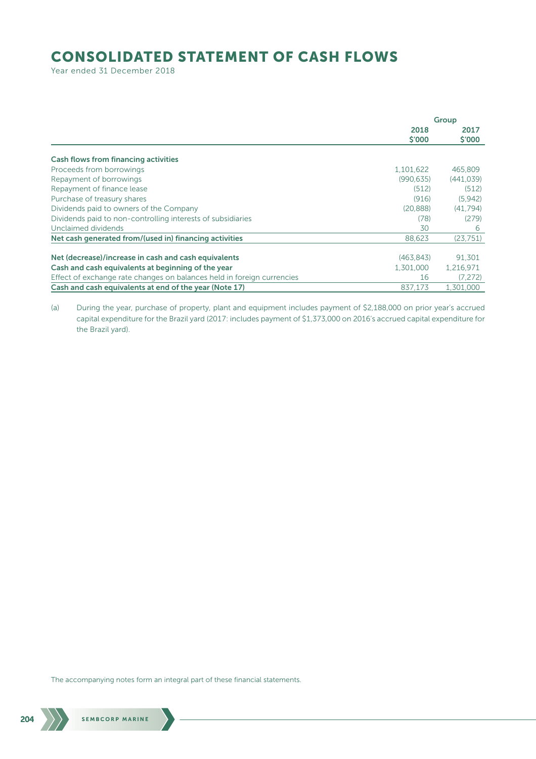# CONSOLIDATED STATEMENT OF CASH FLOWS

Year ended 31 December 2018

| | Group | |
|---|---|---|
| | 2018 | 2017 |
| | $'000 | $'000 |
| **Cash flows from financing activities** | | |
| Proceeds from borrowings | 1,101,622 | 465,809 |
| Repayment of borrowings | (990,635) | (441,039) |
| Repayment of finance lease | (512) | (512) |
| Purchase of treasury shares | (916) | (5,942) |
| Dividends paid to owners of the Company | (20,888) | (41,794) |
| Dividends paid to non-controlling interests of subsidiaries | (78) | (279) |
| Unclaimed dividends | 30 | 6 |
| **Net cash generated from/(used in) financing activities** | 88,623 | (23,751) |
| | | |
| **Net (decrease)/increase in cash and cash equivalents** | (463,843) | 91,301 |
| **Cash and cash equivalents at beginning of the year** | 1,301,000 | 1,216,971 |
| Effect of exchange rate changes on balances held in foreign currencies | 16 | (7,272) |
| **Cash and cash equivalents at end of the year (Note 17)** | 837,173 | 1,301,000 |

(a) During the year, purchase of property, plant and equipment includes payment of $2,188,000 on prior year's accrued capital expenditure for the Brazil yard (2017: includes payment of $1,373,000 on 2016's accrued capital expenditure for the Brazil yard).

The accompanying notes form an integral part of these financial statements.